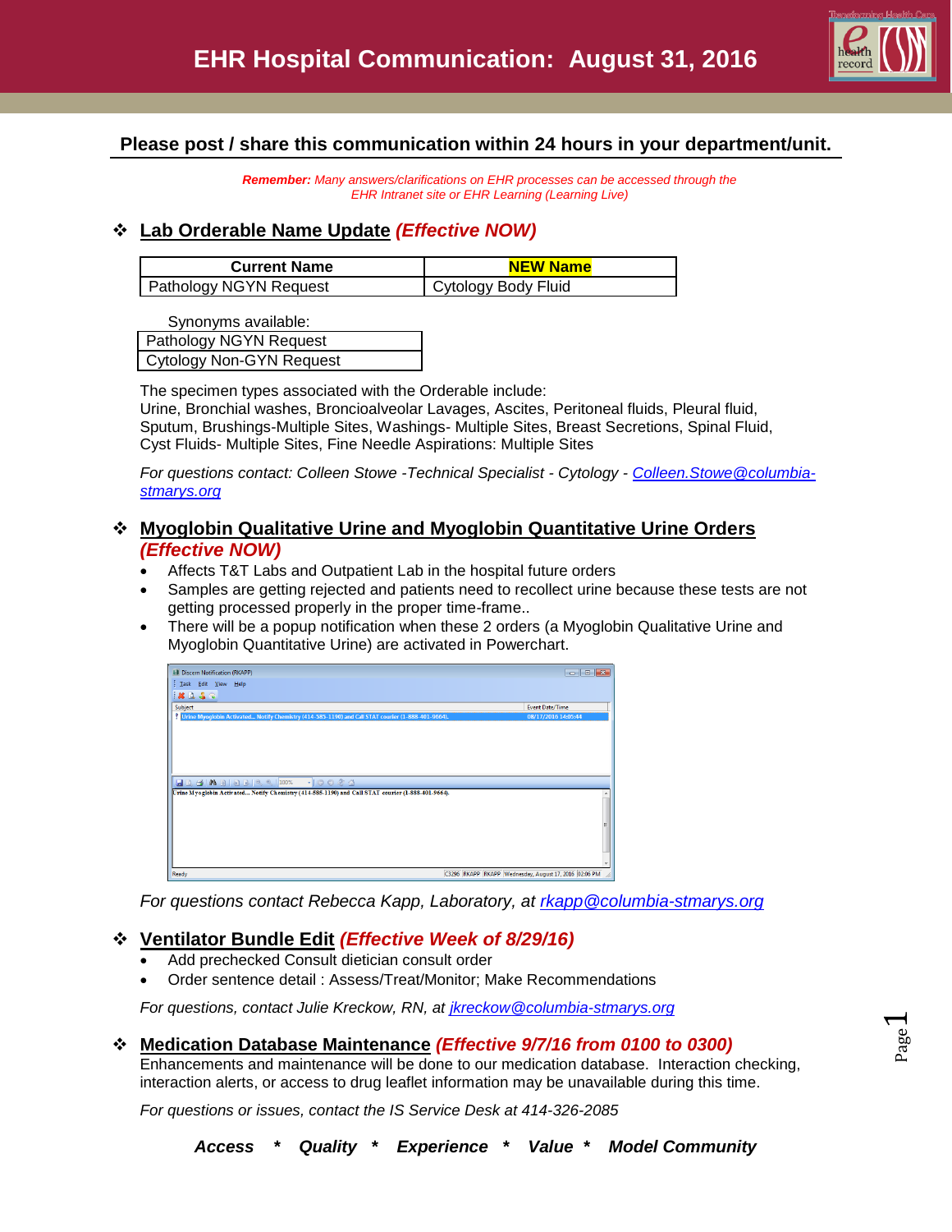# EHR Hospital Communication: August 31, 2016

**Please post / share this communication within 24 hours in your department/unit.**

***Remember:*** *Many answers/clarifications on EHR processes can be accessed through the EHR Intranet site or EHR Learning (Learning Live)*

## ❖ Lab Orderable Name Update *(Effective NOW)*

| Current Name | NEW Name |
|---|---|
| Pathology NGYN Request | Cytology Body Fluid |

Synonyms available:

| |
|---|
| Pathology NGYN Request |
| Cytology Non-GYN Request |

The specimen types associated with the Orderable include:
Urine, Bronchial washes, Broncioalveolar Lavages, Ascites, Peritoneal fluids, Pleural fluid, Sputum, Brushings-Multiple Sites, Washings- Multiple Sites, Breast Secretions, Spinal Fluid, Cyst Fluids- Multiple Sites, Fine Needle Aspirations: Multiple Sites

*For questions contact: Colleen Stowe -Technical Specialist - Cytology - Colleen.Stowe@columbia-stmarys.org*

## ❖ Myoglobin Qualitative Urine and Myoglobin Quantitative Urine Orders *(Effective NOW)*

- Affects T&T Labs and Outpatient Lab in the hospital future orders
- Samples are getting rejected and patients need to recollect urine because these tests are not getting processed properly in the proper time-frame..
- There will be a popup notification when these 2 orders (a Myoglobin Qualitative Urine and Myoglobin Quantitative Urine) are activated in Powerchart.

*For questions contact Rebecca Kapp, Laboratory, at rkapp@columbia-stmarys.org*

## ❖ Ventilator Bundle Edit *(Effective Week of 8/29/16)*

- Add prechecked Consult dietician consult order
- Order sentence detail : Assess/Treat/Monitor; Make Recommendations

*For questions, contact Julie Kreckow, RN, at jkreckow@columbia-stmarys.org*

## ❖ Medication Database Maintenance *(Effective 9/7/16 from 0100 to 0300)*

Enhancements and maintenance will be done to our medication database. Interaction checking, interaction alerts, or access to drug leaflet information may be unavailable during this time.

*For questions or issues, contact the IS Service Desk at 414-326-2085*

***Access * Quality * Experience * Value * Model Community***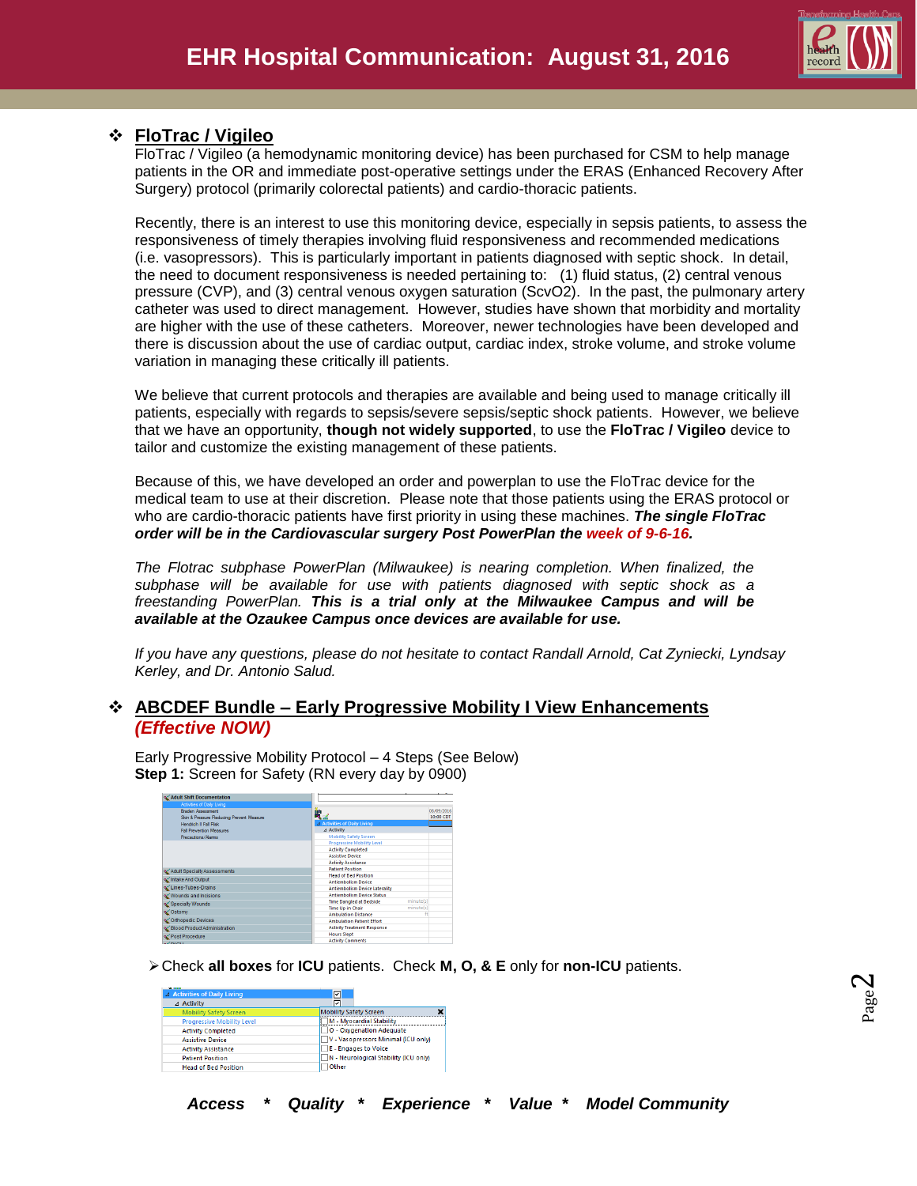# EHR Hospital Communication: August 31, 2016

## FloTrac / Vigileo

FloTrac / Vigileo (a hemodynamic monitoring device) has been purchased for CSM to help manage patients in the OR and immediate post-operative settings under the ERAS (Enhanced Recovery After Surgery) protocol (primarily colorectal patients) and cardio-thoracic patients.

Recently, there is an interest to use this monitoring device, especially in sepsis patients, to assess the responsiveness of timely therapies involving fluid responsiveness and recommended medications (i.e. vasopressors). This is particularly important in patients diagnosed with septic shock. In detail, the need to document responsiveness is needed pertaining to: (1) fluid status, (2) central venous pressure (CVP), and (3) central venous oxygen saturation (ScvO2). In the past, the pulmonary artery catheter was used to direct management. However, studies have shown that morbidity and mortality are higher with the use of these catheters. Moreover, newer technologies have been developed and there is discussion about the use of cardiac output, cardiac index, stroke volume, and stroke volume variation in managing these critically ill patients.

We believe that current protocols and therapies are available and being used to manage critically ill patients, especially with regards to sepsis/severe sepsis/septic shock patients. However, we believe that we have an opportunity, **though not widely supported**, to use the **FloTrac / Vigileo** device to tailor and customize the existing management of these patients.

Because of this, we have developed an order and powerplan to use the FloTrac device for the medical team to use at their discretion. Please note that those patients using the ERAS protocol or who are cardio-thoracic patients have first priority in using these machines. ***The single FloTrac order will be in the Cardiovascular surgery Post PowerPlan the week of 9-6-16.***

*The Flotrac subphase PowerPlan (Milwaukee) is nearing completion. When finalized, the subphase will be available for use with patients diagnosed with septic shock as a freestanding PowerPlan.* ***This is a trial only at the Milwaukee Campus and will be available at the Ozaukee Campus once devices are available for use.***

*If you have any questions, please do not hesitate to contact Randall Arnold, Cat Zyniecki, Lyndsay Kerley, and Dr. Antonio Salud.*

## ABCDEF Bundle – Early Progressive Mobility I View Enhancements *(Effective NOW)*

Early Progressive Mobility Protocol – 4 Steps (See Below)
**Step 1:** Screen for Safety (RN every day by 0900)

- Check **all boxes** for **ICU** patients. Check **M, O, & E** only for **non-ICU** patients.

*Access * Quality * Experience * Value * Model Community*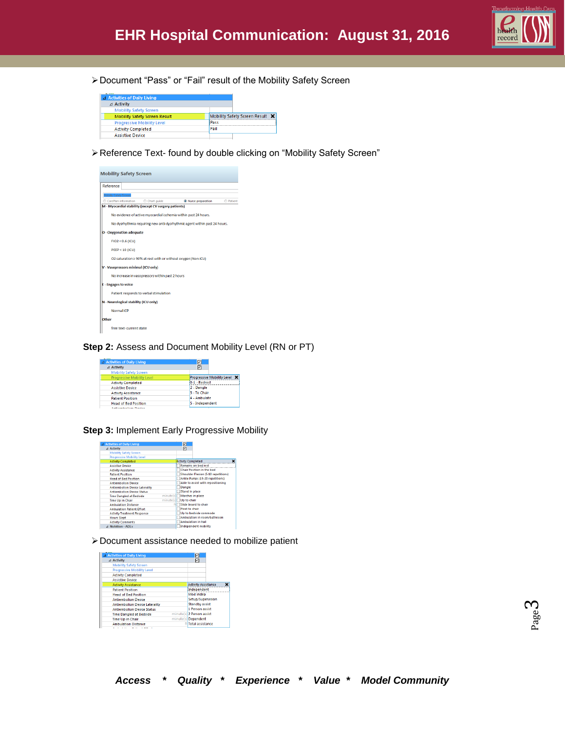## EHR Hospital Communication: August 31, 2016

- Document "Pass" or "Fail" result of the Mobility Safety Screen

Activities of Daily Living
- Activity
  - Mobility Safety Screen
  - Mobility Safety Screen Result
  - Progressive Mobility Level
  - Activity Completed
  - Assistive Device

Mobility Safety Screen Result
- Pass
- Fail

- Reference Text- found by double clicking on "Mobility Safety Screen"

**Mobility Safety Screen**

Reference

CarePlan information | Chart guide | Nurse preparation | Patient

**M - Myocardial stability (except CV surgery patients)**

No evidence of active myocardial ischemia within past 24 hours.

No dysrhythmia requiring new anti-dysrhythmic agent within past 24 hours.

**O - Oxygenation adequate**

FIO2 < 0.6 (ICU)

PEEP < 10 (ICU)

O2 saturation ≥ 90% at rest with or without oxygen (Non-ICU)

**V - Vasopressors minimal (ICU only)**

No increase in vasopressors within past 2 hours

**E - Engages to voice**

Patient responds to verbal stimulation

**N - Neurological stability (ICU only)**

Normal ICP

**Other**

free text- current state

**Step 2:** Assess and Document Mobility Level (RN or PT)

Activities of Daily Living
- Activity
  - Mobility Safety Screen
  - Progressive Mobility Level
  - Activity Completed
  - Assistive Device
  - Activity Assistance
  - Patient Position
  - Head of Bed Position

Progressive Mobility Level
- 0-1 - Bedrest
- 2 - Dangle
- 3 - To Chair
- 4 - Ambulate
- 5 - Independent

**Step 3:** Implement Early Progressive Mobility

Activities of Daily Living
- Activity
  - Mobility Safety Screen
  - Progressive Mobility Level
  - Activity Completed
  - Assistive Device
  - Activity Assistance
  - Patient Position
  - Head of Bed Position
  - Antiembolism Device
  - Antiembolism Device Laterality
  - Antiembolism Device Status
  - Time Dangled at Bedside (minute(s))
  - Time Up in Chair (minute(s))
  - Ambulation Distance (ft)
  - Ambulation Patient Effort
  - Activity Treatment Response
  - Hours Slept
  - Activity Comments
- Nutrition - ADLs

Activity Completed
- Remains on bed rest
- Chair Position in the bed
- Shoulder Flexion (5-10 repetitions)
- Ankle Pumps (15-20 repetitions)
- Able to assist with repositioning
- Dangle
- Stand in place
- Marches in place
- Up to chair
- Slide board to chair
- Pivot to chair
- Up to bedside commode
- Ambulation in room/bathroom
- Ambulation in hall
- Independent mobility

- Document assistance needed to mobilize patient

Activities of Daily Living
- Activity
  - Mobility Safety Screen
  - Progressive Mobility Level
  - Activity Completed
  - Assistive Device
  - Activity Assistance
  - Patient Position
  - Head of Bed Position
  - Antiembolism Device
  - Antiembolism Device Laterality
  - Antiembolism Device Status
  - Time Dangled at Bedside (minute(s))
  - Time Up in Chair (minute(s))
  - Ambulation Distance (ft)

Activity Assistance
- Independent
- Mod indep
- Setup/Supervision
- Standby assist
- 1 Person assist
- 2 Person assist
- Dependent
- Total assistance

***Access * Quality * Experience * Value * Model Community***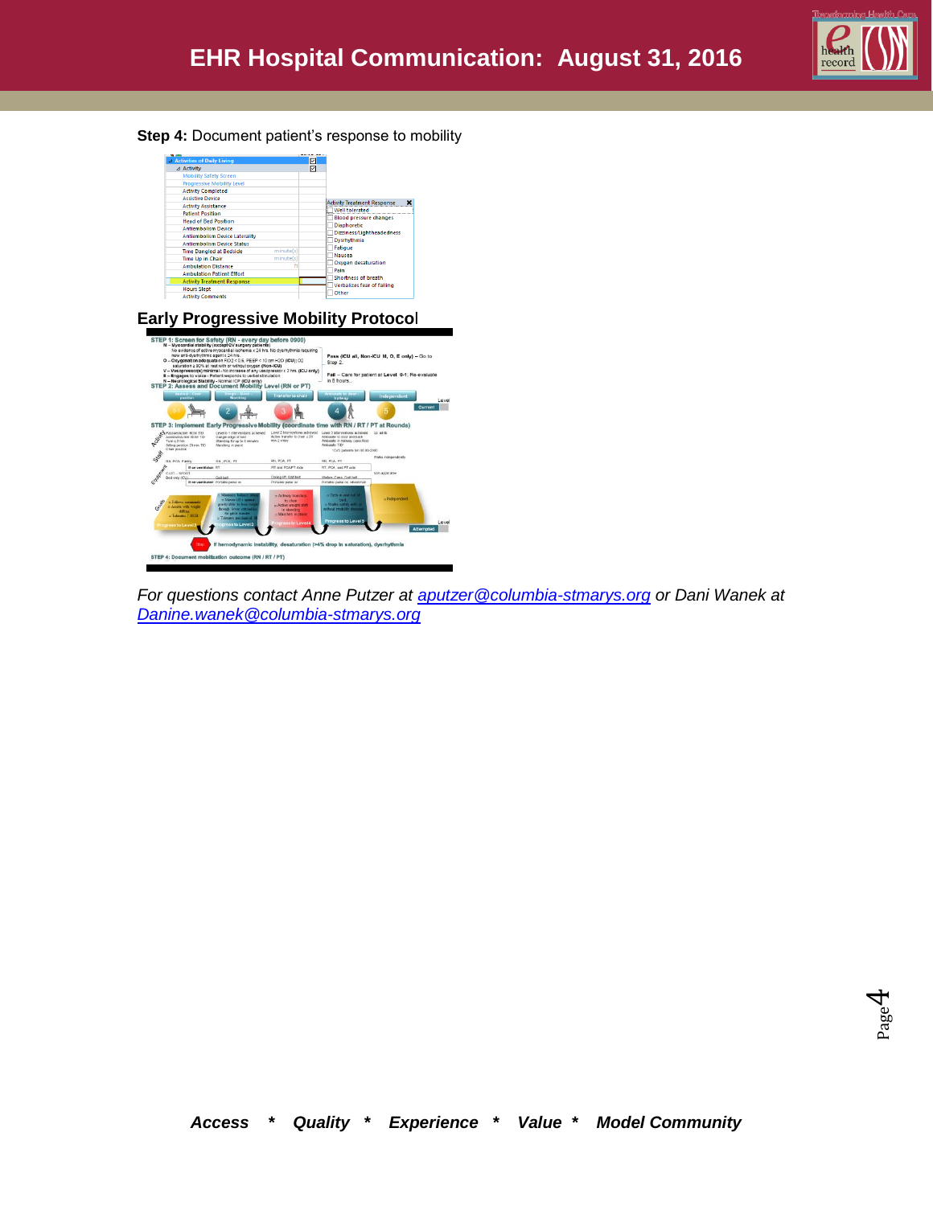**Step 4:** Document patient's response to mobility

Activities of Daily Living
Activity
Mobility Safety Screen
Progressive Mobility Level
Activity Completed
Assistive Device
Activity Assistance
Patient Position
Head of Bed Position
Antiembolism Device
Antiembolism Device Laterality
Antiembolism Device Status
Time Dangled at Bedside
Time Up in Chair
Ambulation Distance
Ambulation Patient Effort
Activity Treatment Response
Hours Slept
Activity Comments

Activity Treatment Response
Well tolerated
Blood pressure changes
Diaphoretic
Dizziness/Lightheadedness
Dysrhythmia
Fatigue
Nausea
Oxygen desaturation
Pain
Shortness of breath
Verbalizes fear of falling
Other

## Early Progressive Mobility Protocol

STEP 1: Screen for Safety (RN - every day before 0900)

STEP 2: Assess and Document Mobility Level (RN or PT)

STEP 3: Implement Early Progressive Mobility (coordinate time with RN / RT / PT at Rounds)

STEP 4: Document mobilization outcome (RN / RT / PT)

*For questions contact Anne Putzer at [aputzer@columbia-stmarys.org](mailto:aputzer@columbia-stmarys.org) or Dani Wanek at [Danine.wanek@columbia-stmarys.org](mailto:Danine.wanek@columbia-stmarys.org)*